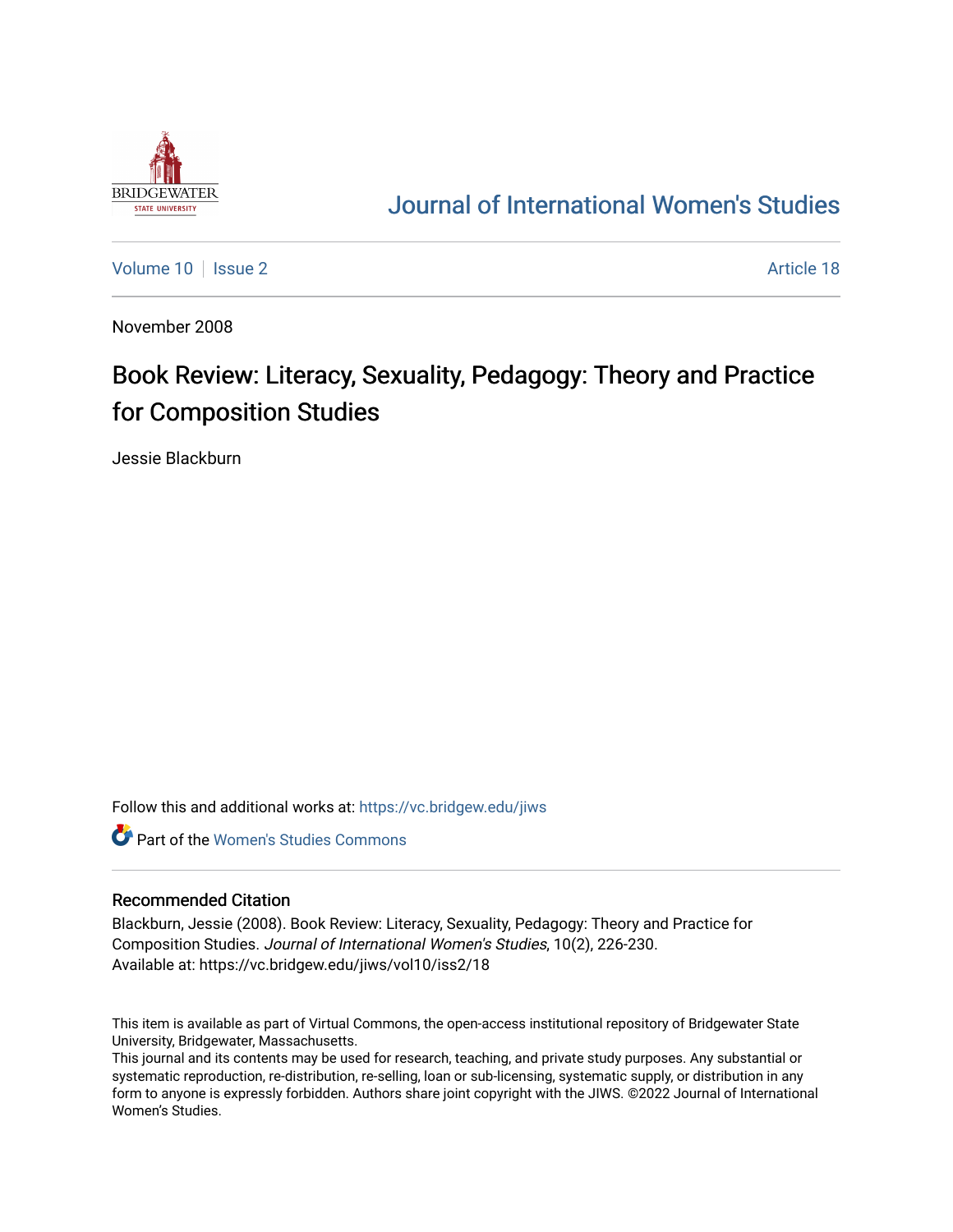# Journal of International Women's Studies

Volume 10 | Issue 2 | Article 18

November 2008

## Book Review: Literacy, Sexuality, Pedagogy: Theory and Practice for Composition Studies

Jessie Blackburn

Follow this and additional works at: https://vc.bridgew.edu/jiws

Part of the Women's Studies Commons

### Recommended Citation

Blackburn, Jessie (2008). Book Review: Literacy, Sexuality, Pedagogy: Theory and Practice for Composition Studies. *Journal of International Women's Studies*, 10(2), 226-230.
Available at: https://vc.bridgew.edu/jiws/vol10/iss2/18

This item is available as part of Virtual Commons, the open-access institutional repository of Bridgewater State University, Bridgewater, Massachusetts.
This journal and its contents may be used for research, teaching, and private study purposes. Any substantial or systematic reproduction, re-distribution, re-selling, loan or sub-licensing, systematic supply, or distribution in any form to anyone is expressly forbidden. Authors share joint copyright with the JIWS. ©2022 Journal of International Women's Studies.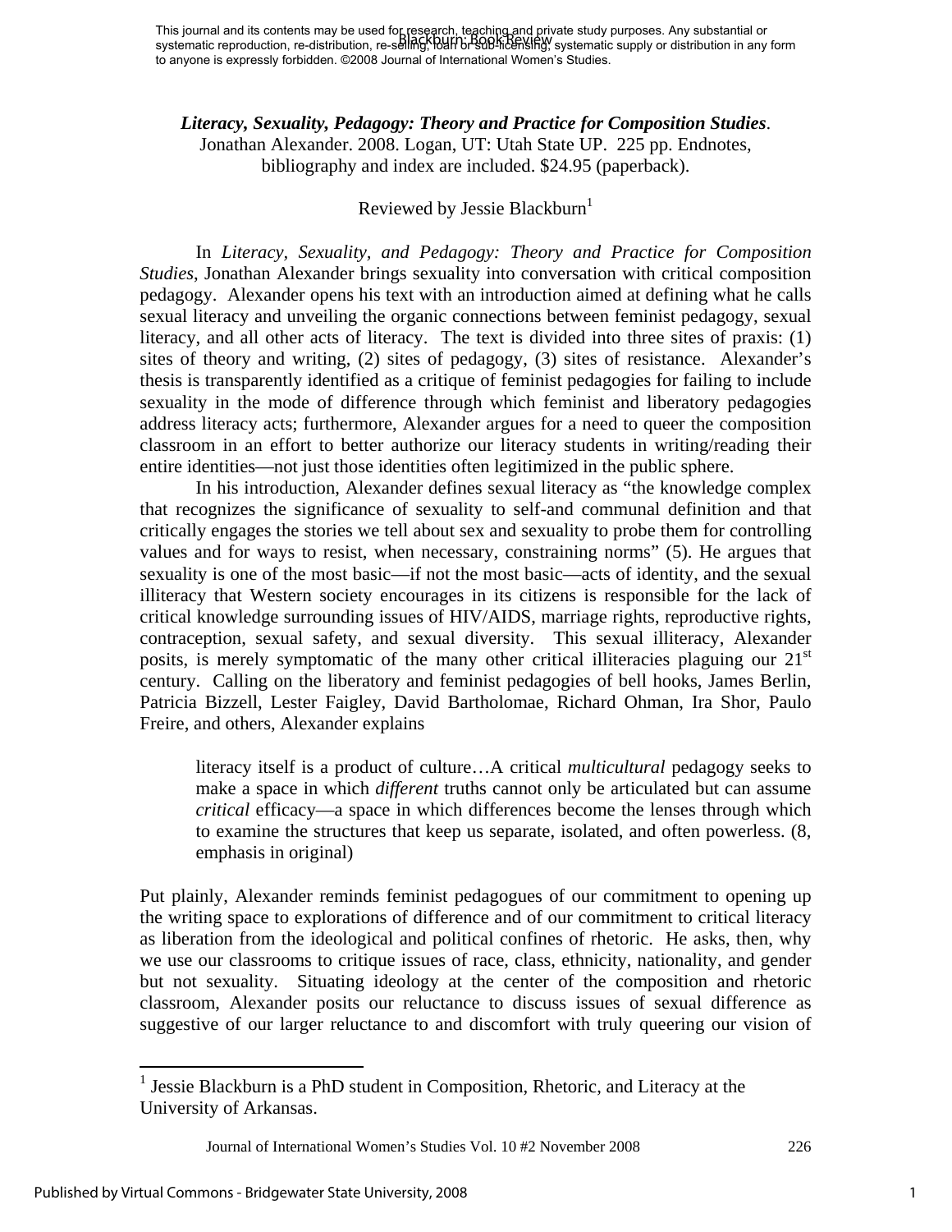*Literacy, Sexuality, Pedagogy: Theory and Practice for Composition Studies*.
Jonathan Alexander. 2008. Logan, UT: Utah State UP. 225 pp. Endnotes, bibliography and index are included. $24.95 (paperback).

Reviewed by Jessie Blackburn[1]

In *Literacy, Sexuality, and Pedagogy: Theory and Practice for Composition Studies*, Jonathan Alexander brings sexuality into conversation with critical composition pedagogy. Alexander opens his text with an introduction aimed at defining what he calls sexual literacy and unveiling the organic connections between feminist pedagogy, sexual literacy, and all other acts of literacy. The text is divided into three sites of praxis: (1) sites of theory and writing, (2) sites of pedagogy, (3) sites of resistance. Alexander's thesis is transparently identified as a critique of feminist pedagogies for failing to include sexuality in the mode of difference through which feminist and liberatory pedagogies address literacy acts; furthermore, Alexander argues for a need to queer the composition classroom in an effort to better authorize our literacy students in writing/reading their entire identities—not just those identities often legitimized in the public sphere.

In his introduction, Alexander defines sexual literacy as "the knowledge complex that recognizes the significance of sexuality to self-and communal definition and that critically engages the stories we tell about sex and sexuality to probe them for controlling values and for ways to resist, when necessary, constraining norms" (5). He argues that sexuality is one of the most basic—if not the most basic—acts of identity, and the sexual illiteracy that Western society encourages in its citizens is responsible for the lack of critical knowledge surrounding issues of HIV/AIDS, marriage rights, reproductive rights, contraception, sexual safety, and sexual diversity. This sexual illiteracy, Alexander posits, is merely symptomatic of the many other critical illiteracies plaguing our 21st century. Calling on the liberatory and feminist pedagogies of bell hooks, James Berlin, Patricia Bizzell, Lester Faigley, David Bartholomae, Richard Ohman, Ira Shor, Paulo Freire, and others, Alexander explains

> literacy itself is a product of culture…A critical *multicultural* pedagogy seeks to make a space in which *different* truths cannot only be articulated but can assume *critical* efficacy—a space in which differences become the lenses through which to examine the structures that keep us separate, isolated, and often powerless. (8, emphasis in original)

Put plainly, Alexander reminds feminist pedagogues of our commitment to opening up the writing space to explorations of difference and of our commitment to critical literacy as liberation from the ideological and political confines of rhetoric. He asks, then, why we use our classrooms to critique issues of race, class, ethnicity, nationality, and gender but not sexuality. Situating ideology at the center of the composition and rhetoric classroom, Alexander posits our reluctance to discuss issues of sexual difference as suggestive of our larger reluctance to and discomfort with truly queering our vision of

[1] Jessie Blackburn is a PhD student in Composition, Rhetoric, and Literacy at the University of Arkansas.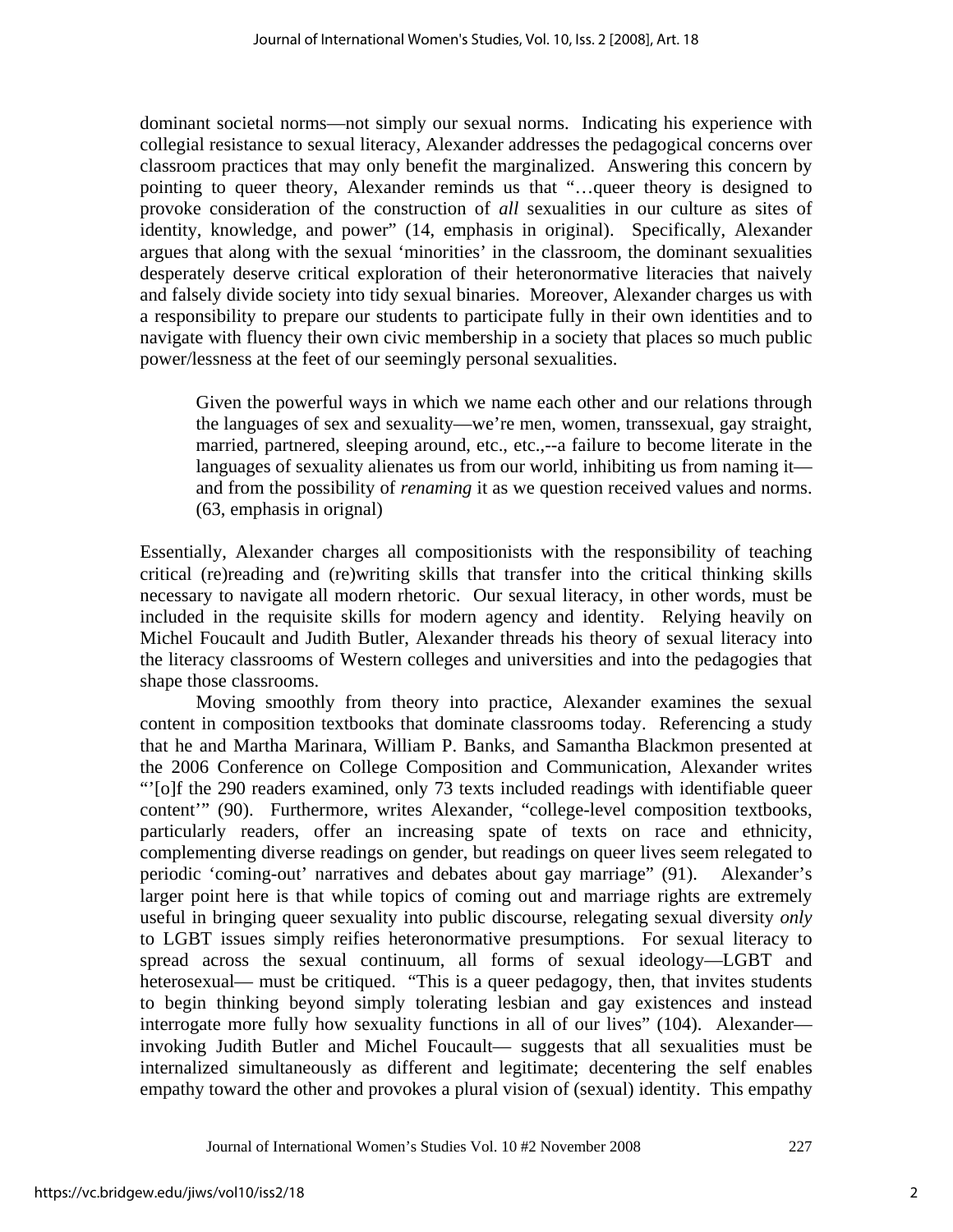dominant societal norms—not simply our sexual norms. Indicating his experience with collegial resistance to sexual literacy, Alexander addresses the pedagogical concerns over classroom practices that may only benefit the marginalized. Answering this concern by pointing to queer theory, Alexander reminds us that "…queer theory is designed to provoke consideration of the construction of *all* sexualities in our culture as sites of identity, knowledge, and power" (14, emphasis in original). Specifically, Alexander argues that along with the sexual 'minorities' in the classroom, the dominant sexualities desperately deserve critical exploration of their heteronormative literacies that naively and falsely divide society into tidy sexual binaries. Moreover, Alexander charges us with a responsibility to prepare our students to participate fully in their own identities and to navigate with fluency their own civic membership in a society that places so much public power/lessness at the feet of our seemingly personal sexualities.

> Given the powerful ways in which we name each other and our relations through the languages of sex and sexuality—we're men, women, transsexual, gay straight, married, partnered, sleeping around, etc., etc.,--a failure to become literate in the languages of sexuality alienates us from our world, inhibiting us from naming it—and from the possibility of *renaming* it as we question received values and norms. (63, emphasis in orignal)

Essentially, Alexander charges all compositionists with the responsibility of teaching critical (re)reading and (re)writing skills that transfer into the critical thinking skills necessary to navigate all modern rhetoric. Our sexual literacy, in other words, must be included in the requisite skills for modern agency and identity. Relying heavily on Michel Foucault and Judith Butler, Alexander threads his theory of sexual literacy into the literacy classrooms of Western colleges and universities and into the pedagogies that shape those classrooms.

Moving smoothly from theory into practice, Alexander examines the sexual content in composition textbooks that dominate classrooms today. Referencing a study that he and Martha Marinara, William P. Banks, and Samantha Blackmon presented at the 2006 Conference on College Composition and Communication, Alexander writes "'[o]f the 290 readers examined, only 73 texts included readings with identifiable queer content'" (90). Furthermore, writes Alexander, "college-level composition textbooks, particularly readers, offer an increasing spate of texts on race and ethnicity, complementing diverse readings on gender, but readings on queer lives seem relegated to periodic 'coming-out' narratives and debates about gay marriage" (91). Alexander's larger point here is that while topics of coming out and marriage rights are extremely useful in bringing queer sexuality into public discourse, relegating sexual diversity *only* to LGBT issues simply reifies heteronormative presumptions. For sexual literacy to spread across the sexual continuum, all forms of sexual ideology—LGBT and heterosexual— must be critiqued. "This is a queer pedagogy, then, that invites students to begin thinking beyond simply tolerating lesbian and gay existences and instead interrogate more fully how sexuality functions in all of our lives" (104). Alexander—invoking Judith Butler and Michel Foucault— suggests that all sexualities must be internalized simultaneously as different and legitimate; decentering the self enables empathy toward the other and provokes a plural vision of (sexual) identity. This empathy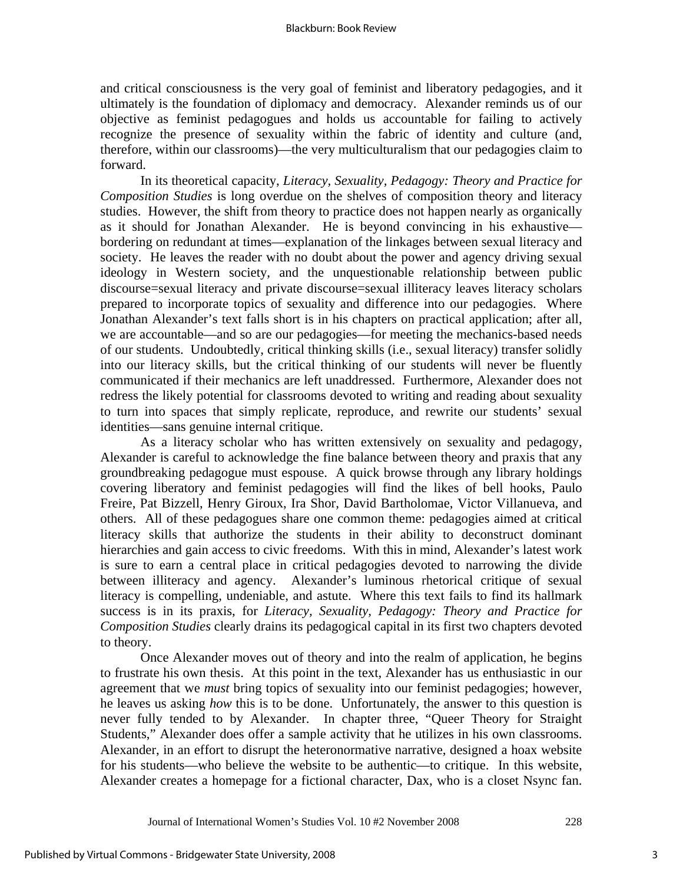and critical consciousness is the very goal of feminist and liberatory pedagogies, and it ultimately is the foundation of diplomacy and democracy. Alexander reminds us of our objective as feminist pedagogues and holds us accountable for failing to actively recognize the presence of sexuality within the fabric of identity and culture (and, therefore, within our classrooms)—the very multiculturalism that our pedagogies claim to forward.

In its theoretical capacity, *Literacy, Sexuality, Pedagogy: Theory and Practice for Composition Studies* is long overdue on the shelves of composition theory and literacy studies. However, the shift from theory to practice does not happen nearly as organically as it should for Jonathan Alexander. He is beyond convincing in his exhaustive—bordering on redundant at times—explanation of the linkages between sexual literacy and society. He leaves the reader with no doubt about the power and agency driving sexual ideology in Western society, and the unquestionable relationship between public discourse=sexual literacy and private discourse=sexual illiteracy leaves literacy scholars prepared to incorporate topics of sexuality and difference into our pedagogies. Where Jonathan Alexander's text falls short is in his chapters on practical application; after all, we are accountable—and so are our pedagogies—for meeting the mechanics-based needs of our students. Undoubtedly, critical thinking skills (i.e., sexual literacy) transfer solidly into our literacy skills, but the critical thinking of our students will never be fluently communicated if their mechanics are left unaddressed. Furthermore, Alexander does not redress the likely potential for classrooms devoted to writing and reading about sexuality to turn into spaces that simply replicate, reproduce, and rewrite our students' sexual identities—sans genuine internal critique.

As a literacy scholar who has written extensively on sexuality and pedagogy, Alexander is careful to acknowledge the fine balance between theory and praxis that any groundbreaking pedagogue must espouse. A quick browse through any library holdings covering liberatory and feminist pedagogies will find the likes of bell hooks, Paulo Freire, Pat Bizzell, Henry Giroux, Ira Shor, David Bartholomae, Victor Villanueva, and others. All of these pedagogues share one common theme: pedagogies aimed at critical literacy skills that authorize the students in their ability to deconstruct dominant hierarchies and gain access to civic freedoms. With this in mind, Alexander's latest work is sure to earn a central place in critical pedagogies devoted to narrowing the divide between illiteracy and agency. Alexander's luminous rhetorical critique of sexual literacy is compelling, undeniable, and astute. Where this text fails to find its hallmark success is in its praxis, for *Literacy, Sexuality, Pedagogy: Theory and Practice for Composition Studies* clearly drains its pedagogical capital in its first two chapters devoted to theory.

Once Alexander moves out of theory and into the realm of application, he begins to frustrate his own thesis. At this point in the text, Alexander has us enthusiastic in our agreement that we *must* bring topics of sexuality into our feminist pedagogies; however, he leaves us asking *how* this is to be done. Unfortunately, the answer to this question is never fully tended to by Alexander. In chapter three, "Queer Theory for Straight Students," Alexander does offer a sample activity that he utilizes in his own classrooms. Alexander, in an effort to disrupt the heteronormative narrative, designed a hoax website for his students—who believe the website to be authentic—to critique. In this website, Alexander creates a homepage for a fictional character, Dax, who is a closet Nsync fan.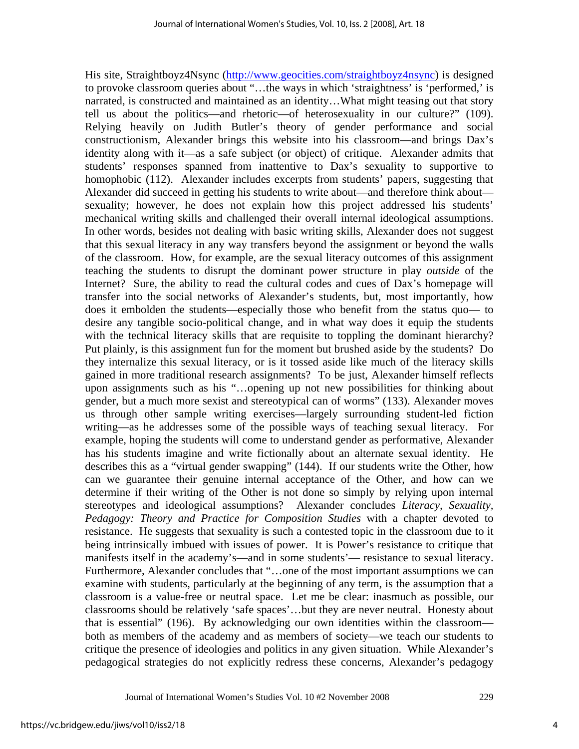His site, Straightboyz4Nsync (http://www.geocities.com/straightboyz4nsync) is designed to provoke classroom queries about "…the ways in which 'straightness' is 'performed,' is narrated, is constructed and maintained as an identity…What might teasing out that story tell us about the politics—and rhetoric—of heterosexuality in our culture?" (109). Relying heavily on Judith Butler's theory of gender performance and social constructionism, Alexander brings this website into his classroom—and brings Dax's identity along with it—as a safe subject (or object) of critique. Alexander admits that students' responses spanned from inattentive to Dax's sexuality to supportive to homophobic (112). Alexander includes excerpts from students' papers, suggesting that Alexander did succeed in getting his students to write about—and therefore think about—sexuality; however, he does not explain how this project addressed his students' mechanical writing skills and challenged their overall internal ideological assumptions. In other words, besides not dealing with basic writing skills, Alexander does not suggest that this sexual literacy in any way transfers beyond the assignment or beyond the walls of the classroom. How, for example, are the sexual literacy outcomes of this assignment teaching the students to disrupt the dominant power structure in play *outside* of the Internet? Sure, the ability to read the cultural codes and cues of Dax's homepage will transfer into the social networks of Alexander's students, but, most importantly, how does it embolden the students—especially those who benefit from the status quo— to desire any tangible socio-political change, and in what way does it equip the students with the technical literacy skills that are requisite to toppling the dominant hierarchy? Put plainly, is this assignment fun for the moment but brushed aside by the students? Do they internalize this sexual literacy, or is it tossed aside like much of the literacy skills gained in more traditional research assignments? To be just, Alexander himself reflects upon assignments such as his "…opening up not new possibilities for thinking about gender, but a much more sexist and stereotypical can of worms" (133). Alexander moves us through other sample writing exercises—largely surrounding student-led fiction writing—as he addresses some of the possible ways of teaching sexual literacy. For example, hoping the students will come to understand gender as performative, Alexander has his students imagine and write fictionally about an alternate sexual identity. He describes this as a "virtual gender swapping" (144). If our students write the Other, how can we guarantee their genuine internal acceptance of the Other, and how can we determine if their writing of the Other is not done so simply by relying upon internal stereotypes and ideological assumptions? Alexander concludes *Literacy, Sexuality, Pedagogy: Theory and Practice for Composition Studies* with a chapter devoted to resistance. He suggests that sexuality is such a contested topic in the classroom due to it being intrinsically imbued with issues of power. It is Power's resistance to critique that manifests itself in the academy's—and in some students'— resistance to sexual literacy. Furthermore, Alexander concludes that "…one of the most important assumptions we can examine with students, particularly at the beginning of any term, is the assumption that a classroom is a value-free or neutral space. Let me be clear: inasmuch as possible, our classrooms should be relatively 'safe spaces'…but they are never neutral. Honesty about that is essential" (196). By acknowledging our own identities within the classroom—both as members of the academy and as members of society—we teach our students to critique the presence of ideologies and politics in any given situation. While Alexander's pedagogical strategies do not explicitly redress these concerns, Alexander's pedagogy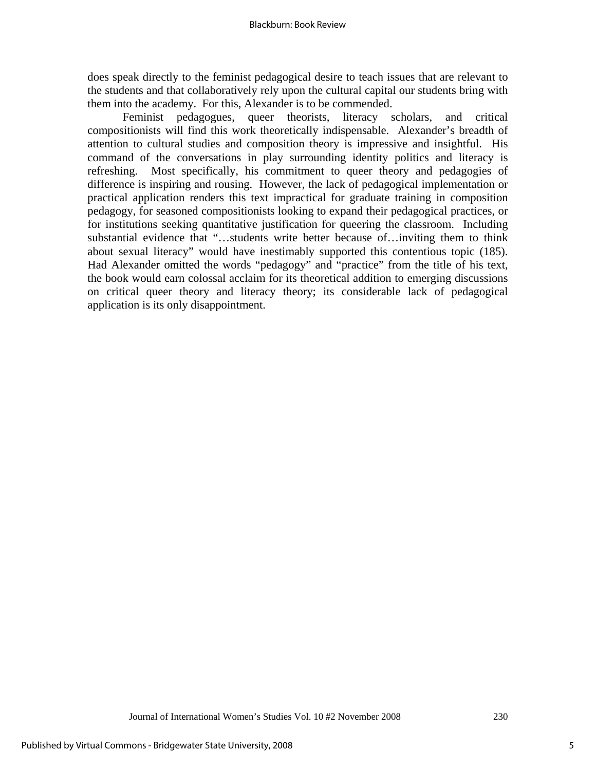does speak directly to the feminist pedagogical desire to teach issues that are relevant to the students and that collaboratively rely upon the cultural capital our students bring with them into the academy. For this, Alexander is to be commended.

Feminist pedagogues, queer theorists, literacy scholars, and critical compositionists will find this work theoretically indispensable. Alexander's breadth of attention to cultural studies and composition theory is impressive and insightful. His command of the conversations in play surrounding identity politics and literacy is refreshing. Most specifically, his commitment to queer theory and pedagogies of difference is inspiring and rousing. However, the lack of pedagogical implementation or practical application renders this text impractical for graduate training in composition pedagogy, for seasoned compositionists looking to expand their pedagogical practices, or for institutions seeking quantitative justification for queering the classroom. Including substantial evidence that "…students write better because of…inviting them to think about sexual literacy" would have inestimably supported this contentious topic (185). Had Alexander omitted the words "pedagogy" and "practice" from the title of his text, the book would earn colossal acclaim for its theoretical addition to emerging discussions on critical queer theory and literacy theory; its considerable lack of pedagogical application is its only disappointment.